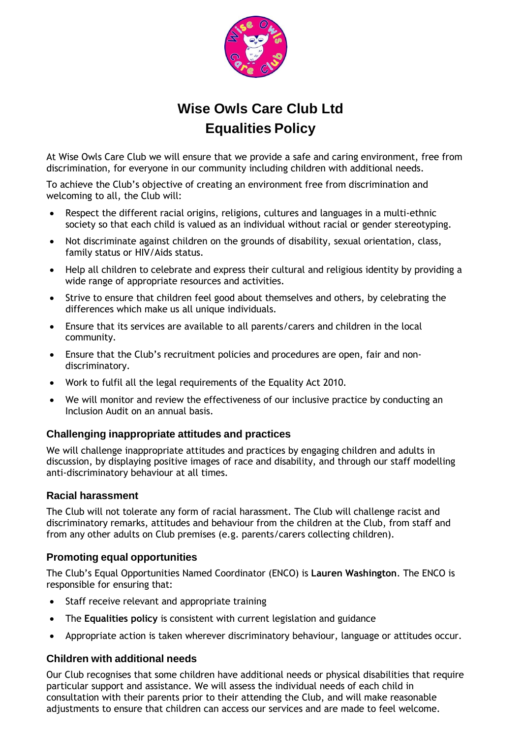# Wise Owls Care Club Ltd
# Equalities Policy

At Wise Owls Care Club we will ensure that we provide a safe and caring environment, free from discrimination, for everyone in our community including children with additional needs.

To achieve the Club's objective of creating an environment free from discrimination and welcoming to all, the Club will:

- Respect the different racial origins, religions, cultures and languages in a multi-ethnic society so that each child is valued as an individual without racial or gender stereotyping.
- Not discriminate against children on the grounds of disability, sexual orientation, class, family status or HIV/Aids status.
- Help all children to celebrate and express their cultural and religious identity by providing a wide range of appropriate resources and activities.
- Strive to ensure that children feel good about themselves and others, by celebrating the differences which make us all unique individuals.
- Ensure that its services are available to all parents/carers and children in the local community.
- Ensure that the Club's recruitment policies and procedures are open, fair and non-discriminatory.
- Work to fulfil all the legal requirements of the Equality Act 2010.
- We will monitor and review the effectiveness of our inclusive practice by conducting an Inclusion Audit on an annual basis.

### Challenging inappropriate attitudes and practices

We will challenge inappropriate attitudes and practices by engaging children and adults in discussion, by displaying positive images of race and disability, and through our staff modelling anti-discriminatory behaviour at all times.

### Racial harassment

The Club will not tolerate any form of racial harassment. The Club will challenge racist and discriminatory remarks, attitudes and behaviour from the children at the Club, from staff and from any other adults on Club premises (e.g. parents/carers collecting children).

### Promoting equal opportunities

The Club's Equal Opportunities Named Coordinator (ENCO) is **Lauren Washington**. The ENCO is responsible for ensuring that:

- Staff receive relevant and appropriate training
- The **Equalities policy** is consistent with current legislation and guidance
- Appropriate action is taken wherever discriminatory behaviour, language or attitudes occur.

### Children with additional needs

Our Club recognises that some children have additional needs or physical disabilities that require particular support and assistance. We will assess the individual needs of each child in consultation with their parents prior to their attending the Club, and will make reasonable adjustments to ensure that children can access our services and are made to feel welcome.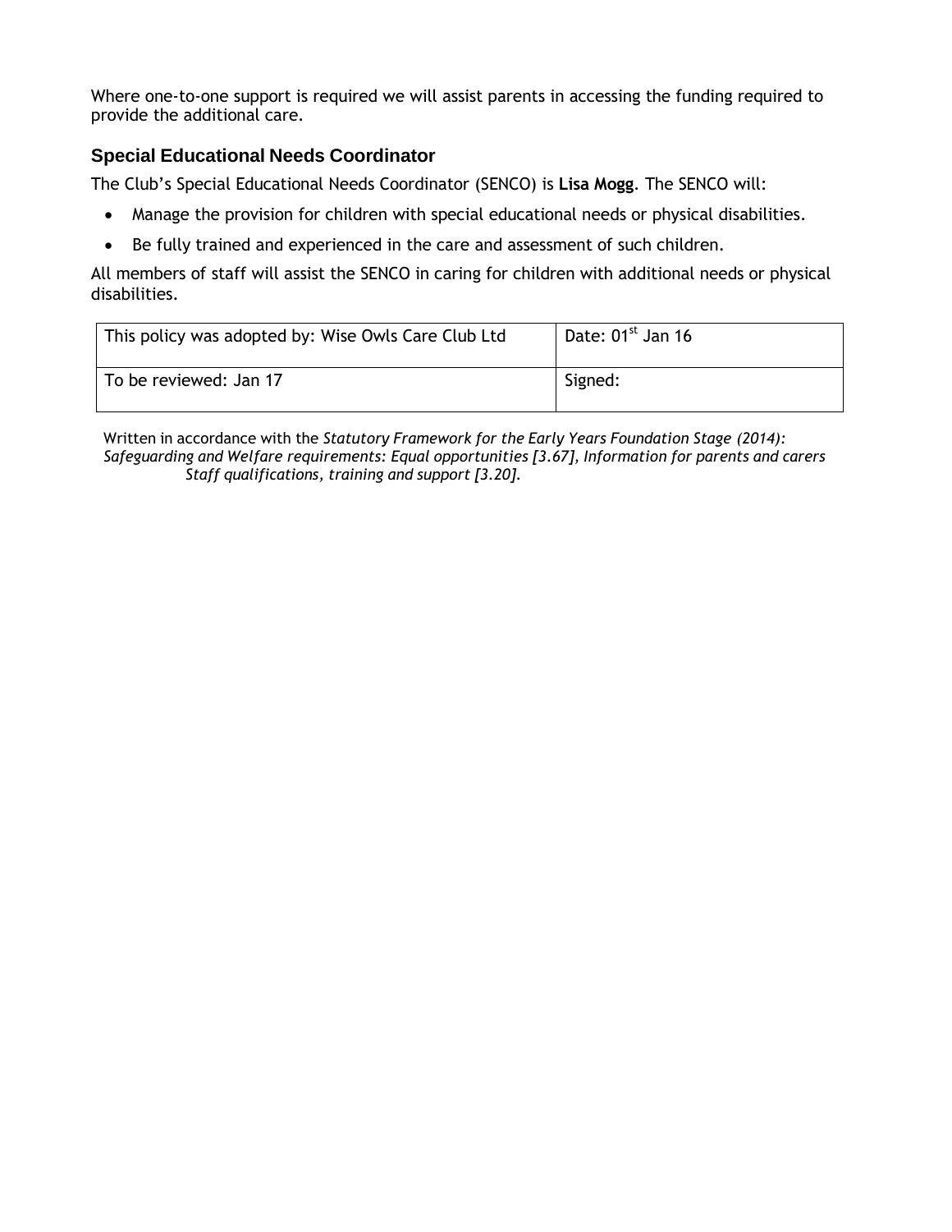Where one-to-one support is required we will assist parents in accessing the funding required to provide the additional care.

### Special Educational Needs Coordinator

The Club's Special Educational Needs Coordinator (SENCO) is **Lisa Mogg**. The SENCO will:

- Manage the provision for children with special educational needs or physical disabilities.
- Be fully trained and experienced in the care and assessment of such children.

All members of staff will assist the SENCO in caring for children with additional needs or physical disabilities.

| | |
|---|---|
| This policy was adopted by: Wise Owls Care Club Ltd | Date: 01st Jan 16 |
| To be reviewed: Jan 17 | Signed: |

Written in accordance with the *Statutory Framework for the Early Years Foundation Stage (2014): Safeguarding and Welfare requirements: Equal opportunities [3.67], Information for parents and carers Staff qualifications, training and support [3.20].*